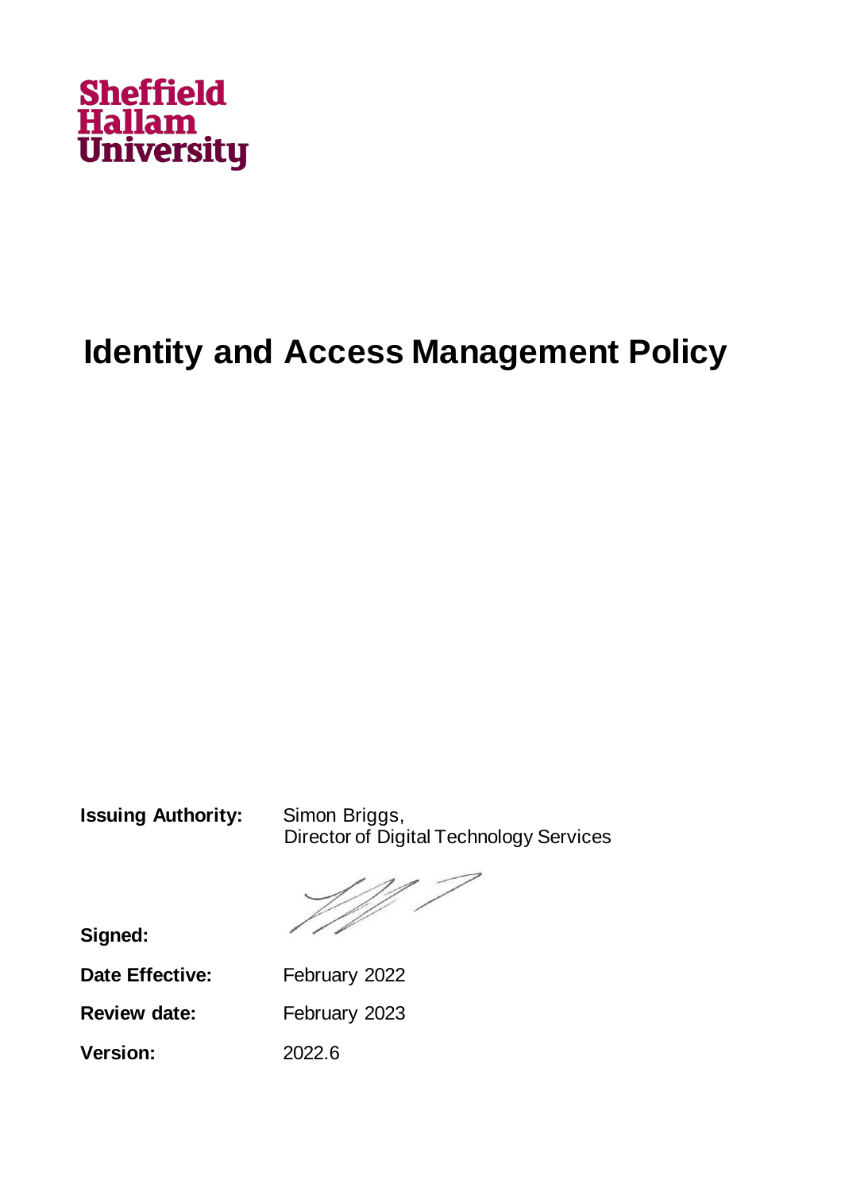Sheffield Hallam University

# Identity and Access Management Policy

| | |
|---|---|
| **Issuing Authority:** | Simon Briggs, Director of Digital Technology Services |
| **Signed:** | |
| **Date Effective:** | February 2022 |
| **Review date:** | February 2023 |
| **Version:** | 2022.6 |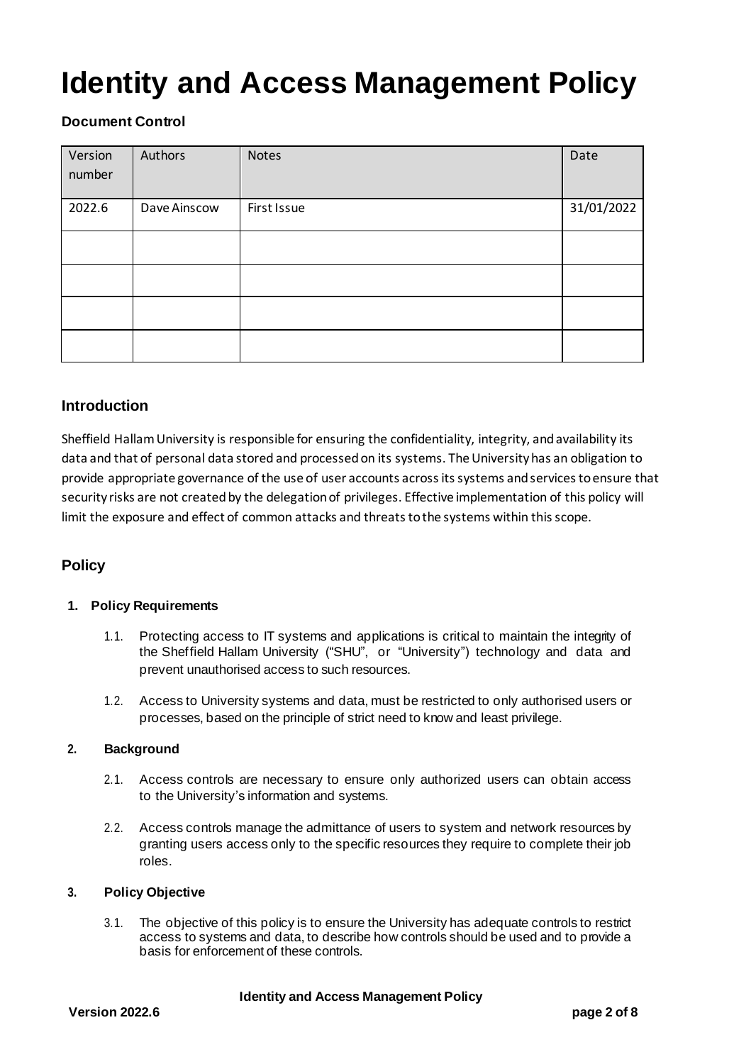# Identity and Access Management Policy

### Document Control

| Version number | Authors | Notes | Date |
|---|---|---|---|
| 2022.6 | Dave Ainscow | First Issue | 31/01/2022 |
| | | | |
| | | | |
| | | | |
| | | | |

## Introduction

Sheffield Hallam University is responsible for ensuring the confidentiality, integrity, and availability its data and that of personal data stored and processed on its systems. The University has an obligation to provide appropriate governance of the use of user accounts across its systems and services to ensure that security risks are not created by the delegation of privileges. Effective implementation of this policy will limit the exposure and effect of common attacks and threats to the systems within this scope.

## Policy

### 1. Policy Requirements

1.1. Protecting access to IT systems and applications is critical to maintain the integrity of the Sheffield Hallam University ("SHU", or "University") technology and data and prevent unauthorised access to such resources.

1.2. Access to University systems and data, must be restricted to only authorised users or processes, based on the principle of strict need to know and least privilege.

### 2. Background

2.1. Access controls are necessary to ensure only authorized users can obtain access to the University's information and systems.

2.2. Access controls manage the admittance of users to system and network resources by granting users access only to the specific resources they require to complete their job roles.

### 3. Policy Objective

3.1. The objective of this policy is to ensure the University has adequate controls to restrict access to systems and data, to describe how controls should be used and to provide a basis for enforcement of these controls.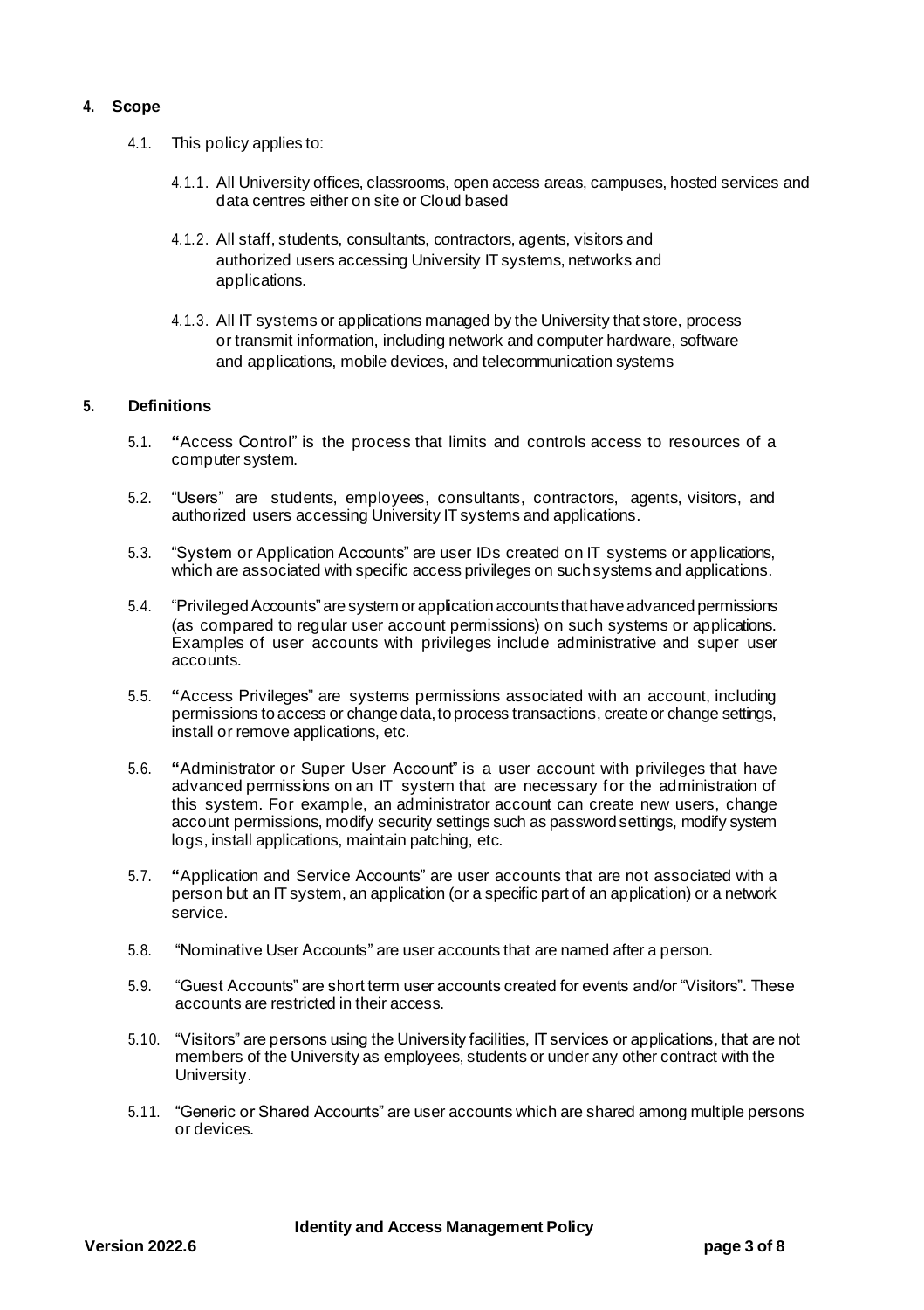## 4. Scope

4.1. This policy applies to:

4.1.1. All University offices, classrooms, open access areas, campuses, hosted services and data centres either on site or Cloud based

4.1.2. All staff, students, consultants, contractors, agents, visitors and authorized users accessing University IT systems, networks and applications.

4.1.3. All IT systems or applications managed by the University that store, process or transmit information, including network and computer hardware, software and applications, mobile devices, and telecommunication systems

## 5. Definitions

5.1. "Access Control" is the process that limits and controls access to resources of a computer system.

5.2. "Users" are students, employees, consultants, contractors, agents, visitors, and authorized users accessing University IT systems and applications.

5.3. "System or Application Accounts" are user IDs created on IT systems or applications, which are associated with specific access privileges on such systems and applications.

5.4. "Privileged Accounts" are system or application accounts that have advanced permissions (as compared to regular user account permissions) on such systems or applications. Examples of user accounts with privileges include administrative and super user accounts.

5.5. "Access Privileges" are systems permissions associated with an account, including permissions to access or change data, to process transactions, create or change settings, install or remove applications, etc.

5.6. "Administrator or Super User Account" is a user account with privileges that have advanced permissions on an IT system that are necessary for the administration of this system. For example, an administrator account can create new users, change account permissions, modify security settings such as password settings, modify system logs, install applications, maintain patching, etc.

5.7. "Application and Service Accounts" are user accounts that are not associated with a person but an IT system, an application (or a specific part of an application) or a network service.

5.8. "Nominative User Accounts" are user accounts that are named after a person.

5.9. "Guest Accounts" are short term user accounts created for events and/or "Visitors". These accounts are restricted in their access.

5.10. "Visitors" are persons using the University facilities, IT services or applications, that are not members of the University as employees, students or under any other contract with the University.

5.11. "Generic or Shared Accounts" are user accounts which are shared among multiple persons or devices.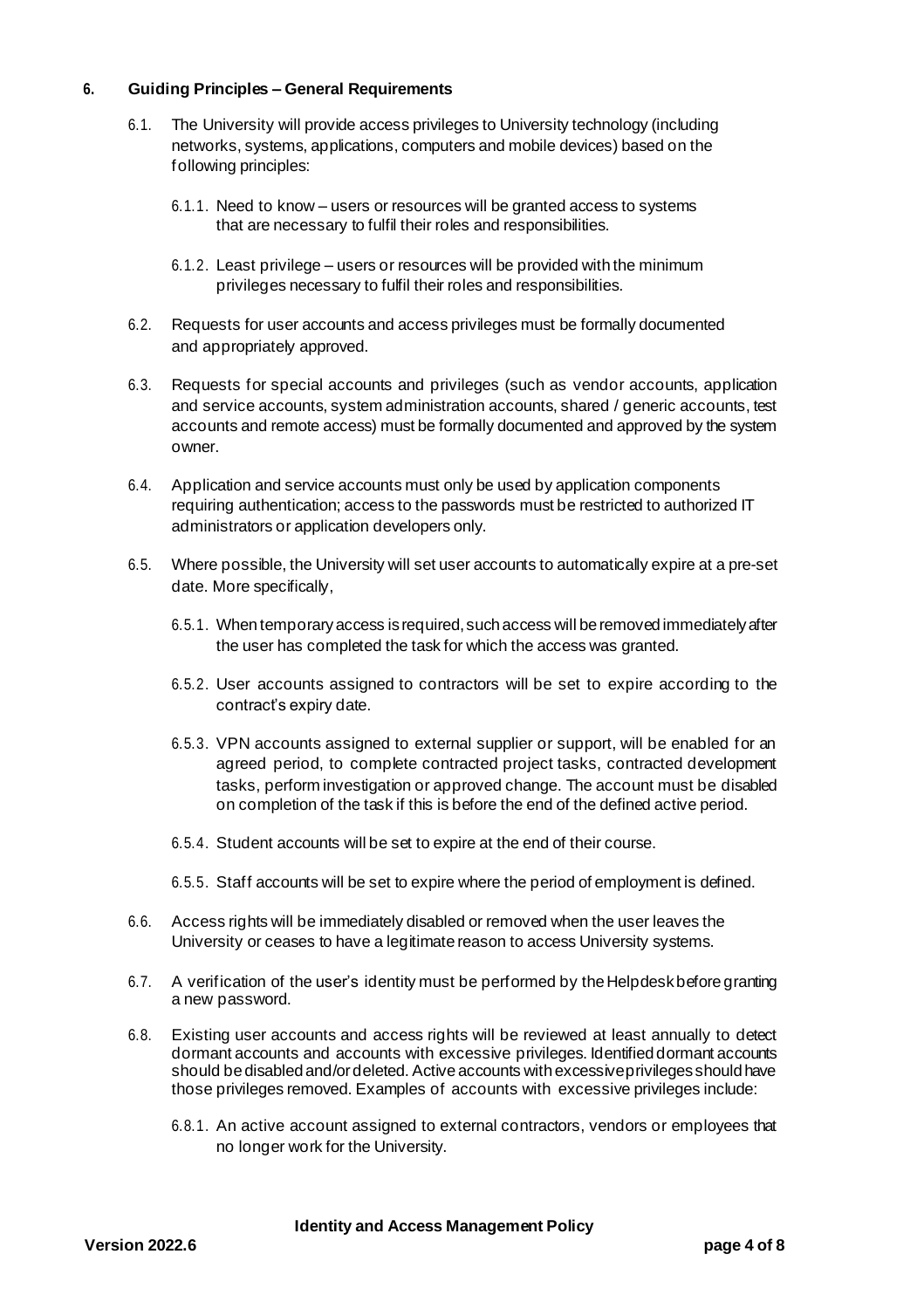## 6. Guiding Principles – General Requirements

6.1. The University will provide access privileges to University technology (including networks, systems, applications, computers and mobile devices) based on the following principles:

6.1.1. Need to know – users or resources will be granted access to systems that are necessary to fulfil their roles and responsibilities.

6.1.2. Least privilege – users or resources will be provided with the minimum privileges necessary to fulfil their roles and responsibilities.

6.2. Requests for user accounts and access privileges must be formally documented and appropriately approved.

6.3. Requests for special accounts and privileges (such as vendor accounts, application and service accounts, system administration accounts, shared / generic accounts, test accounts and remote access) must be formally documented and approved by the system owner.

6.4. Application and service accounts must only be used by application components requiring authentication; access to the passwords must be restricted to authorized IT administrators or application developers only.

6.5. Where possible, the University will set user accounts to automatically expire at a pre-set date. More specifically,

6.5.1. When temporary access is required, such access will be removed immediately after the user has completed the task for which the access was granted.

6.5.2. User accounts assigned to contractors will be set to expire according to the contract's expiry date.

6.5.3. VPN accounts assigned to external supplier or support, will be enabled for an agreed period, to complete contracted project tasks, contracted development tasks, perform investigation or approved change. The account must be disabled on completion of the task if this is before the end of the defined active period.

6.5.4. Student accounts will be set to expire at the end of their course.

6.5.5. Staff accounts will be set to expire where the period of employment is defined.

6.6. Access rights will be immediately disabled or removed when the user leaves the University or ceases to have a legitimate reason to access University systems.

6.7. A verification of the user's identity must be performed by the Helpdesk before granting a new password.

6.8. Existing user accounts and access rights will be reviewed at least annually to detect dormant accounts and accounts with excessive privileges. Identified dormant accounts should be disabled and/or deleted. Active accounts with excessive privileges should have those privileges removed. Examples of accounts with excessive privileges include:

6.8.1. An active account assigned to external contractors, vendors or employees that no longer work for the University.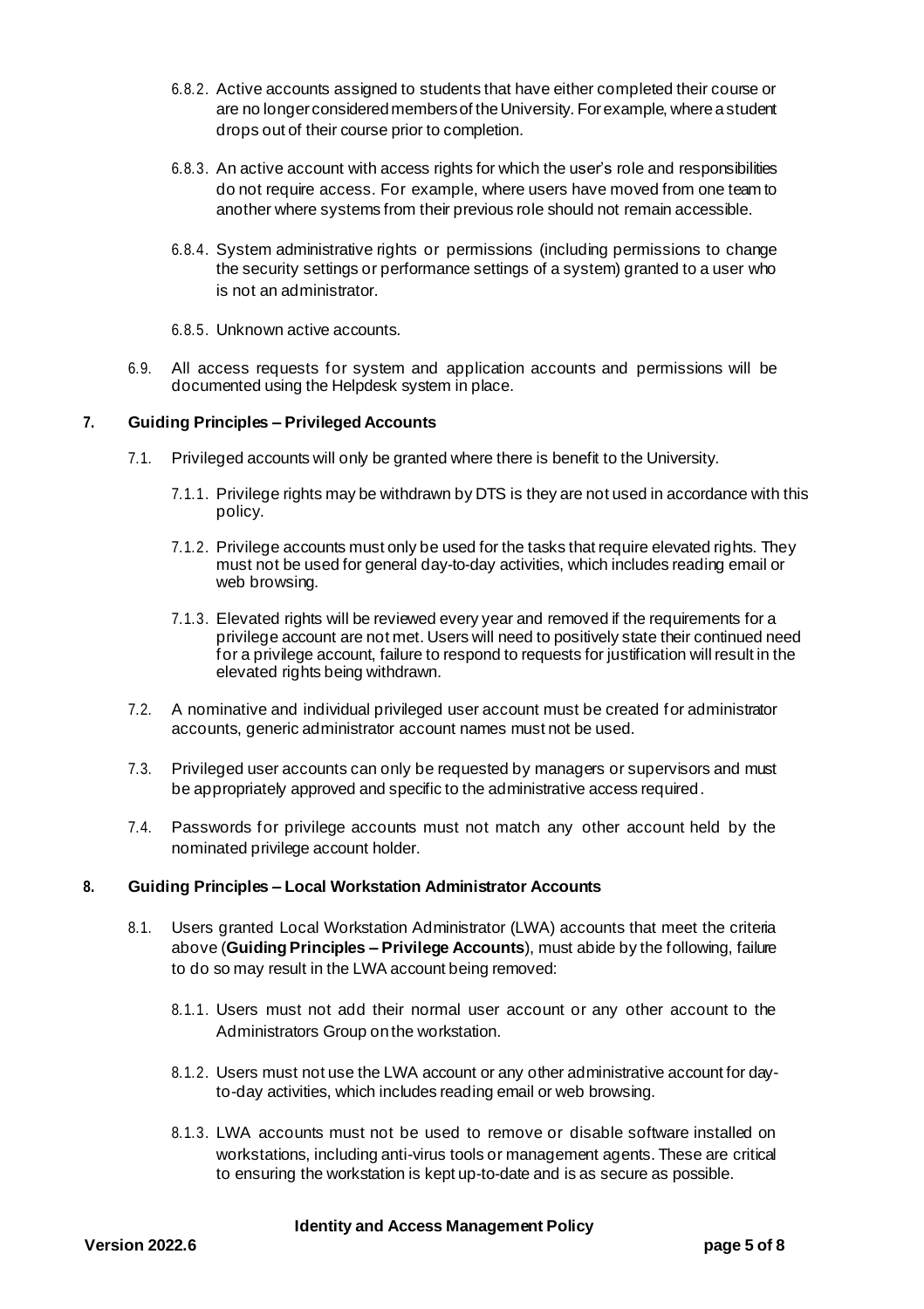6.8.2. Active accounts assigned to students that have either completed their course or are no longer considered members of the University. For example, where a student drops out of their course prior to completion.

6.8.3. An active account with access rights for which the user's role and responsibilities do not require access. For example, where users have moved from one team to another where systems from their previous role should not remain accessible.

6.8.4. System administrative rights or permissions (including permissions to change the security settings or performance settings of a system) granted to a user who is not an administrator.

6.8.5. Unknown active accounts.

6.9. All access requests for system and application accounts and permissions will be documented using the Helpdesk system in place.

## 7. Guiding Principles – Privileged Accounts

7.1. Privileged accounts will only be granted where there is benefit to the University.

7.1.1. Privilege rights may be withdrawn by DTS is they are not used in accordance with this policy.

7.1.2. Privilege accounts must only be used for the tasks that require elevated rights. They must not be used for general day-to-day activities, which includes reading email or web browsing.

7.1.3. Elevated rights will be reviewed every year and removed if the requirements for a privilege account are not met. Users will need to positively state their continued need for a privilege account, failure to respond to requests for justification will result in the elevated rights being withdrawn.

7.2. A nominative and individual privileged user account must be created for administrator accounts, generic administrator account names must not be used.

7.3. Privileged user accounts can only be requested by managers or supervisors and must be appropriately approved and specific to the administrative access required.

7.4. Passwords for privilege accounts must not match any other account held by the nominated privilege account holder.

## 8. Guiding Principles – Local Workstation Administrator Accounts

8.1. Users granted Local Workstation Administrator (LWA) accounts that meet the criteria above (**Guiding Principles – Privilege Accounts**), must abide by the following, failure to do so may result in the LWA account being removed:

8.1.1. Users must not add their normal user account or any other account to the Administrators Group on the workstation.

8.1.2. Users must not use the LWA account or any other administrative account for day-to-day activities, which includes reading email or web browsing.

8.1.3. LWA accounts must not be used to remove or disable software installed on workstations, including anti-virus tools or management agents. These are critical to ensuring the workstation is kept up-to-date and is as secure as possible.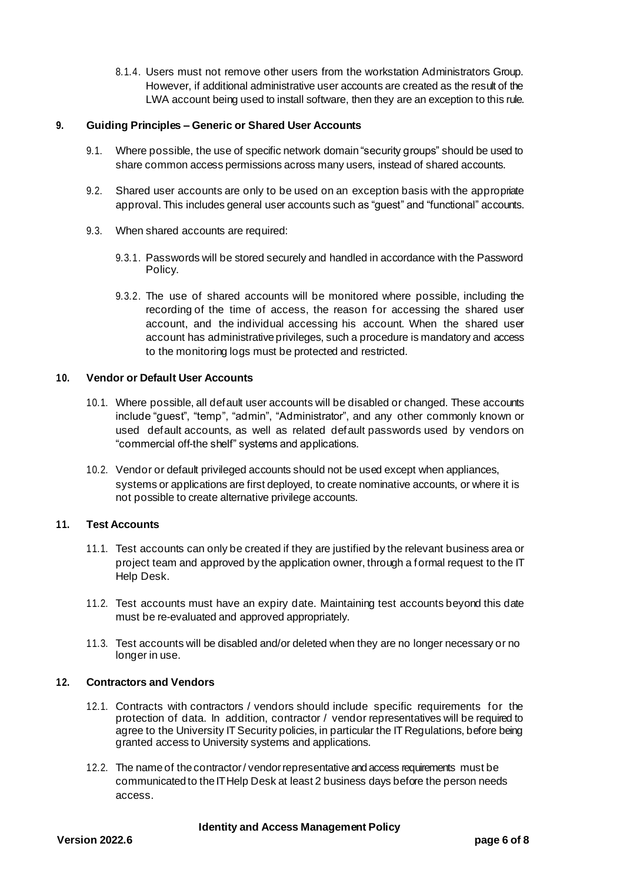8.1.4. Users must not remove other users from the workstation Administrators Group. However, if additional administrative user accounts are created as the result of the LWA account being used to install software, then they are an exception to this rule.

## 9. Guiding Principles – Generic or Shared User Accounts

9.1. Where possible, the use of specific network domain "security groups" should be used to share common access permissions across many users, instead of shared accounts.

9.2. Shared user accounts are only to be used on an exception basis with the appropriate approval. This includes general user accounts such as "guest" and "functional" accounts.

9.3. When shared accounts are required:

9.3.1. Passwords will be stored securely and handled in accordance with the Password Policy.

9.3.2. The use of shared accounts will be monitored where possible, including the recording of the time of access, the reason for accessing the shared user account, and the individual accessing his account. When the shared user account has administrative privileges, such a procedure is mandatory and access to the monitoring logs must be protected and restricted.

## 10. Vendor or Default User Accounts

10.1. Where possible, all default user accounts will be disabled or changed. These accounts include "guest", "temp", "admin", "Administrator", and any other commonly known or used default accounts, as well as related default passwords used by vendors on "commercial off-the shelf" systems and applications.

10.2. Vendor or default privileged accounts should not be used except when appliances, systems or applications are first deployed, to create nominative accounts, or where it is not possible to create alternative privilege accounts.

## 11. Test Accounts

11.1. Test accounts can only be created if they are justified by the relevant business area or project team and approved by the application owner, through a formal request to the IT Help Desk.

11.2. Test accounts must have an expiry date. Maintaining test accounts beyond this date must be re-evaluated and approved appropriately.

11.3. Test accounts will be disabled and/or deleted when they are no longer necessary or no longer in use.

## 12. Contractors and Vendors

12.1. Contracts with contractors / vendors should include specific requirements for the protection of data. In addition, contractor / vendor representatives will be required to agree to the University IT Security policies, in particular the IT Regulations, before being granted access to University systems and applications.

12.2. The name of the contractor / vendor representative and access requirements must be communicated to the IT Help Desk at least 2 business days before the person needs access.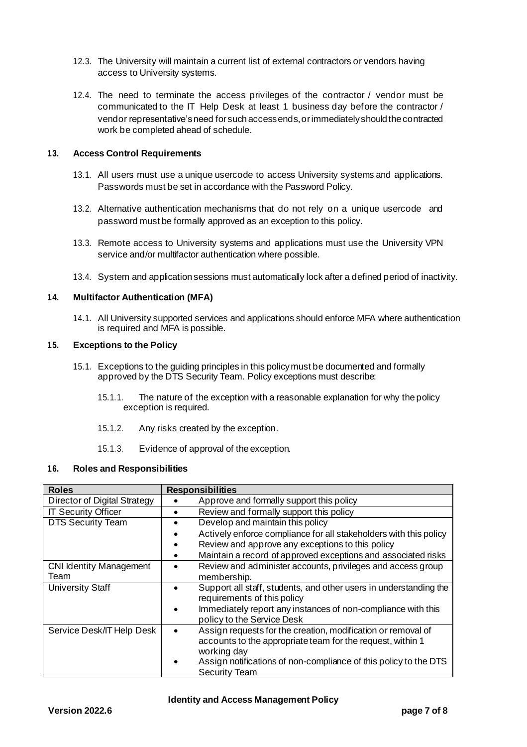12.3. The University will maintain a current list of external contractors or vendors having access to University systems.

12.4. The need to terminate the access privileges of the contractor / vendor must be communicated to the IT Help Desk at least 1 business day before the contractor / vendor representative's need for such access ends, or immediately should the contracted work be completed ahead of schedule.

## 13. Access Control Requirements

13.1. All users must use a unique usercode to access University systems and applications. Passwords must be set in accordance with the Password Policy.

13.2. Alternative authentication mechanisms that do not rely on a unique usercode and password must be formally approved as an exception to this policy.

13.3. Remote access to University systems and applications must use the University VPN service and/or multifactor authentication where possible.

13.4. System and application sessions must automatically lock after a defined period of inactivity.

## 14. Multifactor Authentication (MFA)

14.1. All University supported services and applications should enforce MFA where authentication is required and MFA is possible.

## 15. Exceptions to the Policy

15.1. Exceptions to the guiding principles in this policy must be documented and formally approved by the DTS Security Team. Policy exceptions must describe:

15.1.1. The nature of the exception with a reasonable explanation for why the policy exception is required.

15.1.2. Any risks created by the exception.

15.1.3. Evidence of approval of the exception.

## 16. Roles and Responsibilities

| Roles | Responsibilities |
|---|---|
| Director of Digital Strategy | • Approve and formally support this policy |
| IT Security Officer | • Review and formally support this policy |
| DTS Security Team | • Develop and maintain this policy<br>• Actively enforce compliance for all stakeholders with this policy<br>• Review and approve any exceptions to this policy<br>• Maintain a record of approved exceptions and associated risks |
| CNI Identity Management Team | • Review and administer accounts, privileges and access group membership. |
| University Staff | • Support all staff, students, and other users in understanding the requirements of this policy<br>• Immediately report any instances of non-compliance with this policy to the Service Desk |
| Service Desk/IT Help Desk | • Assign requests for the creation, modification or removal of accounts to the appropriate team for the request, within 1 working day<br>• Assign notifications of non-compliance of this policy to the DTS Security Team |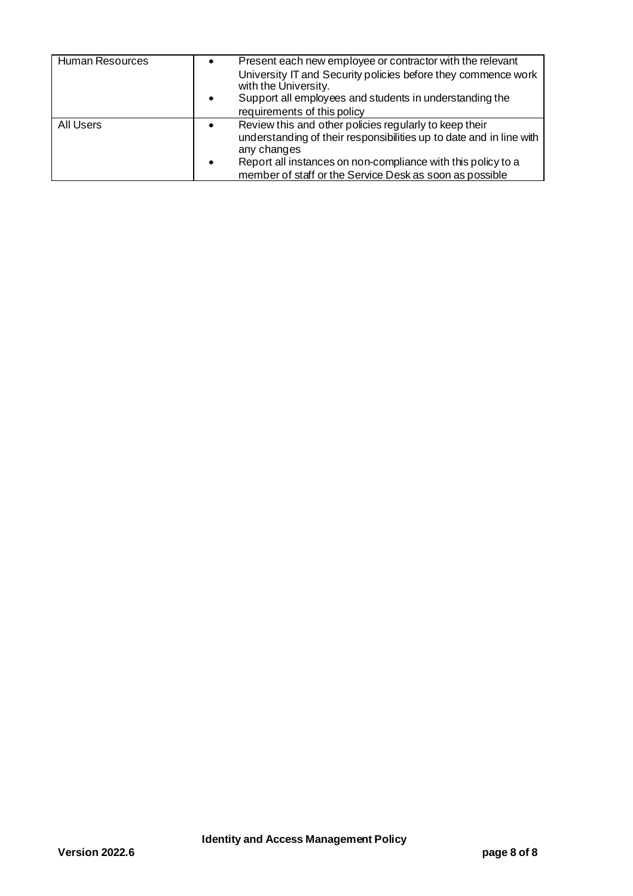| | |
|---|---|
| Human Resources | • Present each new employee or contractor with the relevant University IT and Security policies before they commence work with the University.<br>• Support all employees and students in understanding the requirements of this policy |
| All Users | • Review this and other policies regularly to keep their understanding of their responsibilities up to date and in line with any changes<br>• Report all instances on non-compliance with this policy to a member of staff or the Service Desk as soon as possible |